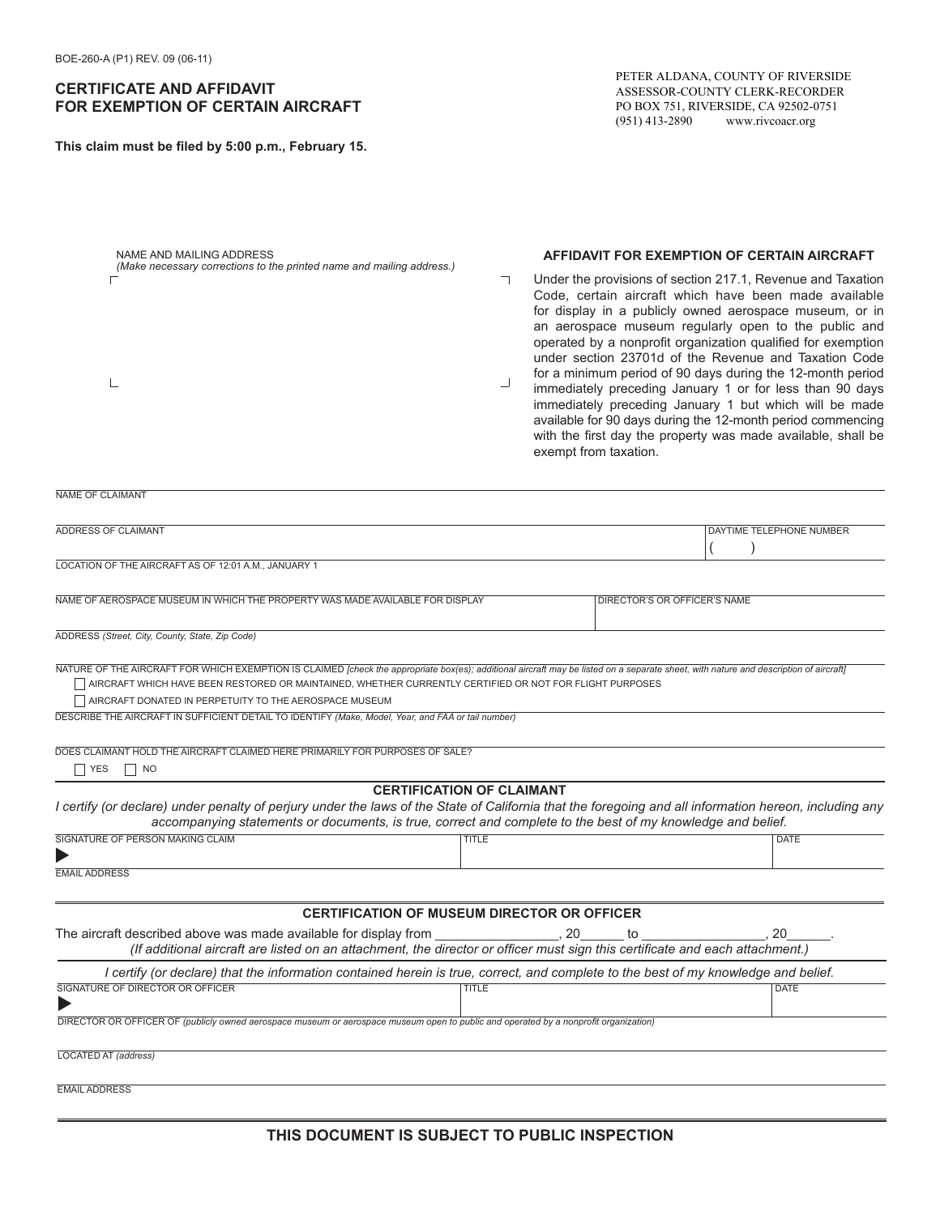BOE-260-A (P1) REV. 09 (06-11)

# CERTIFICATE AND AFFIDAVIT FOR EXEMPTION OF CERTAIN AIRCRAFT

**This claim must be filed by 5:00 p.m., February 15.**

PETER ALDANA, COUNTY OF RIVERSIDE
ASSESSOR-COUNTY CLERK-RECORDER
PO BOX 751, RIVERSIDE, CA 92502-0751
(951) 413-2890 www.rivcoacr.org

NAME AND MAILING ADDRESS
*(Make necessary corrections to the printed name and mailing address.)*

## AFFIDAVIT FOR EXEMPTION OF CERTAIN AIRCRAFT

Under the provisions of section 217.1, Revenue and Taxation Code, certain aircraft which have been made available for display in a publicly owned aerospace museum, or in an aerospace museum regularly open to the public and operated by a nonprofit organization qualified for exemption under section 23701d of the Revenue and Taxation Code for a minimum period of 90 days during the 12-month period immediately preceding January 1 or for less than 90 days immediately preceding January 1 but which will be made available for 90 days during the 12-month period commencing with the first day the property was made available, shall be exempt from taxation.

NAME OF CLAIMANT

ADDRESS OF CLAIMANT

DAYTIME TELEPHONE NUMBER
( )

LOCATION OF THE AIRCRAFT AS OF 12:01 A.M., JANUARY 1

NAME OF AEROSPACE MUSEUM IN WHICH THE PROPERTY WAS MADE AVAILABLE FOR DISPLAY

DIRECTOR'S OR OFFICER'S NAME

ADDRESS *(Street, City, County, State, Zip Code)*

NATURE OF THE AIRCRAFT FOR WHICH EXEMPTION IS CLAIMED *[check the appropriate box(es); additional aircraft may be listed on a separate sheet, with nature and description of aircraft]*

☐ AIRCRAFT WHICH HAVE BEEN RESTORED OR MAINTAINED, WHETHER CURRENTLY CERTIFIED OR NOT FOR FLIGHT PURPOSES

☐ AIRCRAFT DONATED IN PERPETUITY TO THE AEROSPACE MUSEUM

DESCRIBE THE AIRCRAFT IN SUFFICIENT DETAIL TO IDENTIFY *(Make, Model, Year, and FAA or tail number)*

DOES CLAIMANT HOLD THE AIRCRAFT CLAIMED HERE PRIMARILY FOR PURPOSES OF SALE?

☐ YES ☐ NO

## CERTIFICATION OF CLAIMANT

*I certify (or declare) under penalty of perjury under the laws of the State of California that the foregoing and all information hereon, including any accompanying statements or documents, is true, correct and complete to the best of my knowledge and belief.*

SIGNATURE OF PERSON MAKING CLAIM ▶

TITLE

DATE

EMAIL ADDRESS

## CERTIFICATION OF MUSEUM DIRECTOR OR OFFICER

The aircraft described above was made available for display from ________________, 20______ to ________________, 20______.

*(If additional aircraft are listed on an attachment, the director or officer must sign this certificate and each attachment.)*

*I certify (or declare) that the information contained herein is true, correct, and complete to the best of my knowledge and belief.*

SIGNATURE OF DIRECTOR OR OFFICER ▶

TITLE

DATE

DIRECTOR OR OFFICER OF *(publicly owned aerospace museum or aerospace museum open to public and operated by a nonprofit organization)*

LOCATED AT *(address)*

EMAIL ADDRESS

**THIS DOCUMENT IS SUBJECT TO PUBLIC INSPECTION**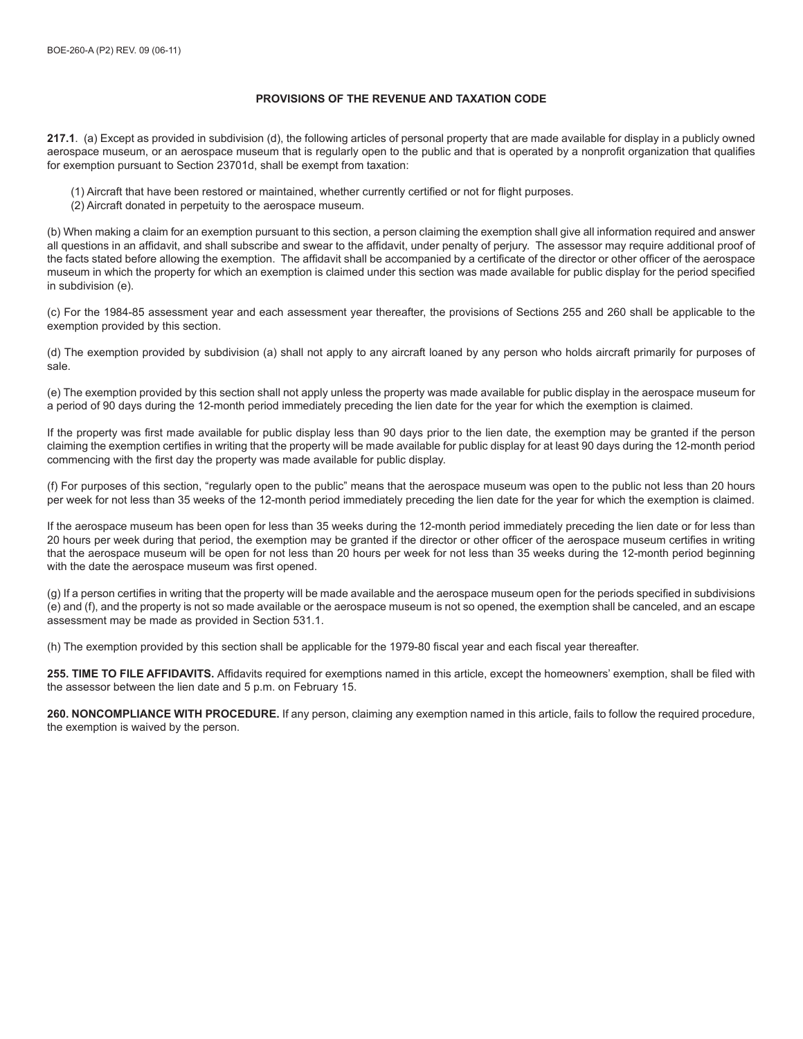## PROVISIONS OF THE REVENUE AND TAXATION CODE

**217.1**. (a) Except as provided in subdivision (d), the following articles of personal property that are made available for display in a publicly owned aerospace museum, or an aerospace museum that is regularly open to the public and that is operated by a nonprofit organization that qualifies for exemption pursuant to Section 23701d, shall be exempt from taxation:

(1) Aircraft that have been restored or maintained, whether currently certified or not for flight purposes.
(2) Aircraft donated in perpetuity to the aerospace museum.

(b) When making a claim for an exemption pursuant to this section, a person claiming the exemption shall give all information required and answer all questions in an affidavit, and shall subscribe and swear to the affidavit, under penalty of perjury. The assessor may require additional proof of the facts stated before allowing the exemption. The affidavit shall be accompanied by a certificate of the director or other officer of the aerospace museum in which the property for which an exemption is claimed under this section was made available for public display for the period specified in subdivision (e).

(c) For the 1984-85 assessment year and each assessment year thereafter, the provisions of Sections 255 and 260 shall be applicable to the exemption provided by this section.

(d) The exemption provided by subdivision (a) shall not apply to any aircraft loaned by any person who holds aircraft primarily for purposes of sale.

(e) The exemption provided by this section shall not apply unless the property was made available for public display in the aerospace museum for a period of 90 days during the 12-month period immediately preceding the lien date for the year for which the exemption is claimed.

If the property was first made available for public display less than 90 days prior to the lien date, the exemption may be granted if the person claiming the exemption certifies in writing that the property will be made available for public display for at least 90 days during the 12-month period commencing with the first day the property was made available for public display.

(f) For purposes of this section, "regularly open to the public" means that the aerospace museum was open to the public not less than 20 hours per week for not less than 35 weeks of the 12-month period immediately preceding the lien date for the year for which the exemption is claimed.

If the aerospace museum has been open for less than 35 weeks during the 12-month period immediately preceding the lien date or for less than 20 hours per week during that period, the exemption may be granted if the director or other officer of the aerospace museum certifies in writing that the aerospace museum will be open for not less than 20 hours per week for not less than 35 weeks during the 12-month period beginning with the date the aerospace museum was first opened.

(g) If a person certifies in writing that the property will be made available and the aerospace museum open for the periods specified in subdivisions (e) and (f), and the property is not so made available or the aerospace museum is not so opened, the exemption shall be canceled, and an escape assessment may be made as provided in Section 531.1.

(h) The exemption provided by this section shall be applicable for the 1979-80 fiscal year and each fiscal year thereafter.

**255. TIME TO FILE AFFIDAVITS.** Affidavits required for exemptions named in this article, except the homeowners' exemption, shall be filed with the assessor between the lien date and 5 p.m. on February 15.

**260. NONCOMPLIANCE WITH PROCEDURE.** If any person, claiming any exemption named in this article, fails to follow the required procedure, the exemption is waived by the person.